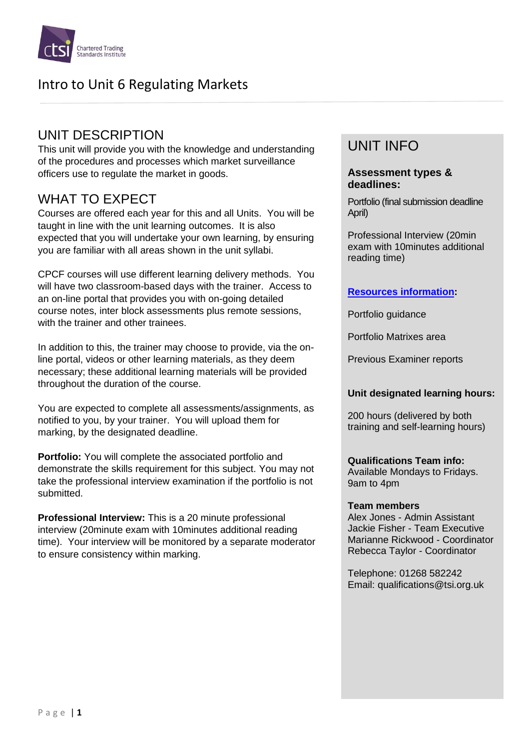Chartered Trading Standards Institute

# Intro to Unit 6 Regulating Markets

## UNIT DESCRIPTION

This unit will provide you with the knowledge and understanding of the procedures and processes which market surveillance officers use to regulate the market in goods.

## WHAT TO EXPECT

Courses are offered each year for this and all Units. You will be taught in line with the unit learning outcomes. It is also expected that you will undertake your own learning, by ensuring you are familiar with all areas shown in the unit syllabi.

CPCF courses will use different learning delivery methods. You will have two classroom-based days with the trainer. Access to an on-line portal that provides you with on-going detailed course notes, inter block assessments plus remote sessions, with the trainer and other trainees.

In addition to this, the trainer may choose to provide, via the on-line portal, videos or other learning materials, as they deem necessary; these additional learning materials will be provided throughout the duration of the course.

You are expected to complete all assessments/assignments, as notified to you, by your trainer. You will upload them for marking, by the designated deadline.

**Portfolio:** You will complete the associated portfolio and demonstrate the skills requirement for this subject. You may not take the professional interview examination if the portfolio is not submitted.

**Professional Interview:** This is a 20 minute professional interview (20minute exam with 10minutes additional reading time). Your interview will be monitored by a separate moderator to ensure consistency within marking.

## UNIT INFO

**Assessment types & deadlines:**

Portfolio (final submission deadline April)

Professional Interview (20min exam with 10minutes additional reading time)

**Resources information:**

Portfolio guidance

Portfolio Matrixes area

Previous Examiner reports

**Unit designated learning hours:**

200 hours (delivered by both training and self-learning hours)

**Qualifications Team info:**
Available Mondays to Fridays.
9am to 4pm

**Team members**
Alex Jones - Admin Assistant
Jackie Fisher - Team Executive
Marianne Rickwood - Coordinator
Rebecca Taylor - Coordinator

Telephone: 01268 582242
Email: qualifications@tsi.org.uk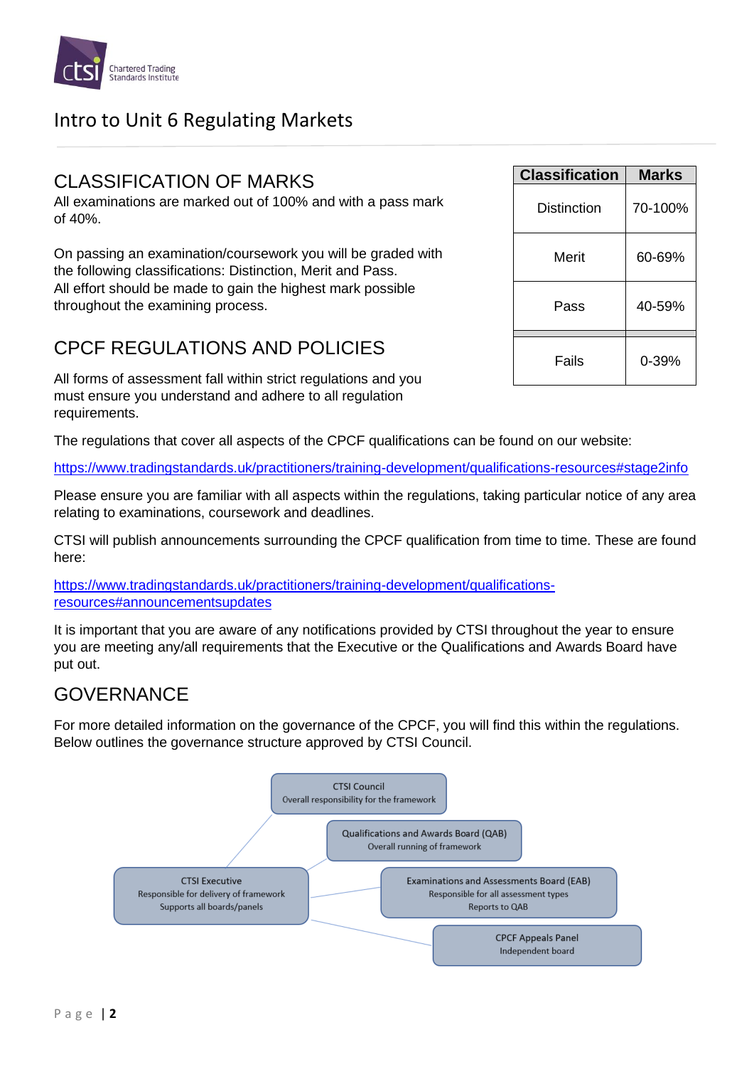Intro to Unit 6 Regulating Markets

## CLASSIFICATION OF MARKS

All examinations are marked out of 100% and with a pass mark of 40%.

On passing an examination/coursework you will be graded with the following classifications: Distinction, Merit and Pass.
All effort should be made to gain the highest mark possible throughout the examining process.

| Classification | Marks |
|---|---|
| Distinction | 70-100% |
| Merit | 60-69% |
| Pass | 40-59% |
| Fails | 0-39% |

## CPCF REGULATIONS AND POLICIES

All forms of assessment fall within strict regulations and you must ensure you understand and adhere to all regulation requirements.

The regulations that cover all aspects of the CPCF qualifications can be found on our website:

https://www.tradingstandards.uk/practitioners/training-development/qualifications-resources#stage2info

Please ensure you are familiar with all aspects within the regulations, taking particular notice of any area relating to examinations, coursework and deadlines.

CTSI will publish announcements surrounding the CPCF qualification from time to time. These are found here:

https://www.tradingstandards.uk/practitioners/training-development/qualifications-resources#announcementsupdates

It is important that you are aware of any notifications provided by CTSI throughout the year to ensure you are meeting any/all requirements that the Executive or the Qualifications and Awards Board have put out.

## GOVERNANCE

For more detailed information on the governance of the CPCF, you will find this within the regulations. Below outlines the governance structure approved by CTSI Council.

- **CTSI Council** – Overall responsibility for the framework
- **Qualifications and Awards Board (QAB)** – Overall running of framework
- **CTSI Executive** – Responsible for delivery of framework; Supports all boards/panels
- **Examinations and Assessments Board (EAB)** – Responsible for all assessment types; Reports to QAB
- **CPCF Appeals Panel** – Independent board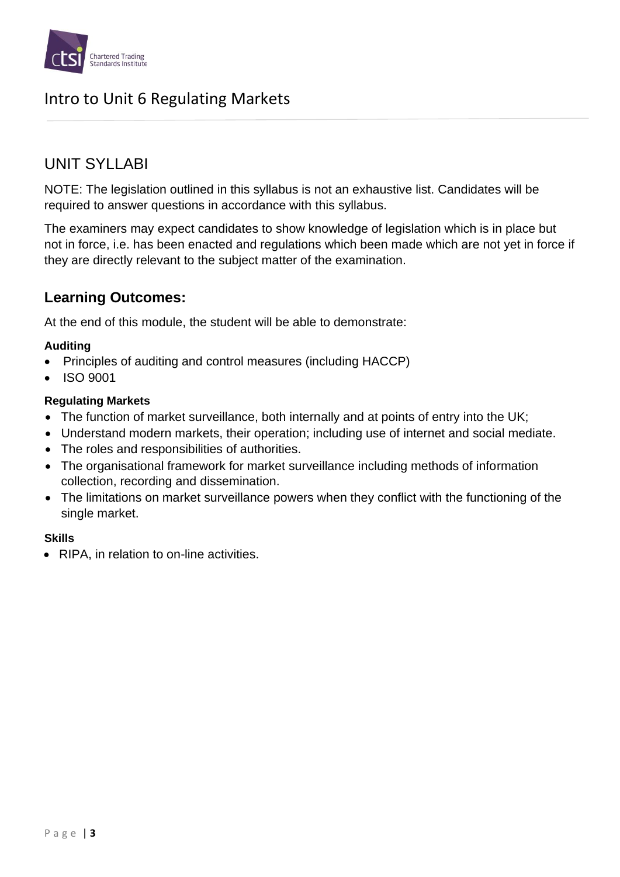# Intro to Unit 6 Regulating Markets

## UNIT SYLLABI

NOTE: The legislation outlined in this syllabus is not an exhaustive list. Candidates will be required to answer questions in accordance with this syllabus.

The examiners may expect candidates to show knowledge of legislation which is in place but not in force, i.e. has been enacted and regulations which been made which are not yet in force if they are directly relevant to the subject matter of the examination.

## Learning Outcomes:

At the end of this module, the student will be able to demonstrate:

#### Auditing

- Principles of auditing and control measures (including HACCP)
- ISO 9001

#### Regulating Markets

- The function of market surveillance, both internally and at points of entry into the UK;
- Understand modern markets, their operation; including use of internet and social mediate.
- The roles and responsibilities of authorities.
- The organisational framework for market surveillance including methods of information collection, recording and dissemination.
- The limitations on market surveillance powers when they conflict with the functioning of the single market.

#### Skills

- RIPA, in relation to on-line activities.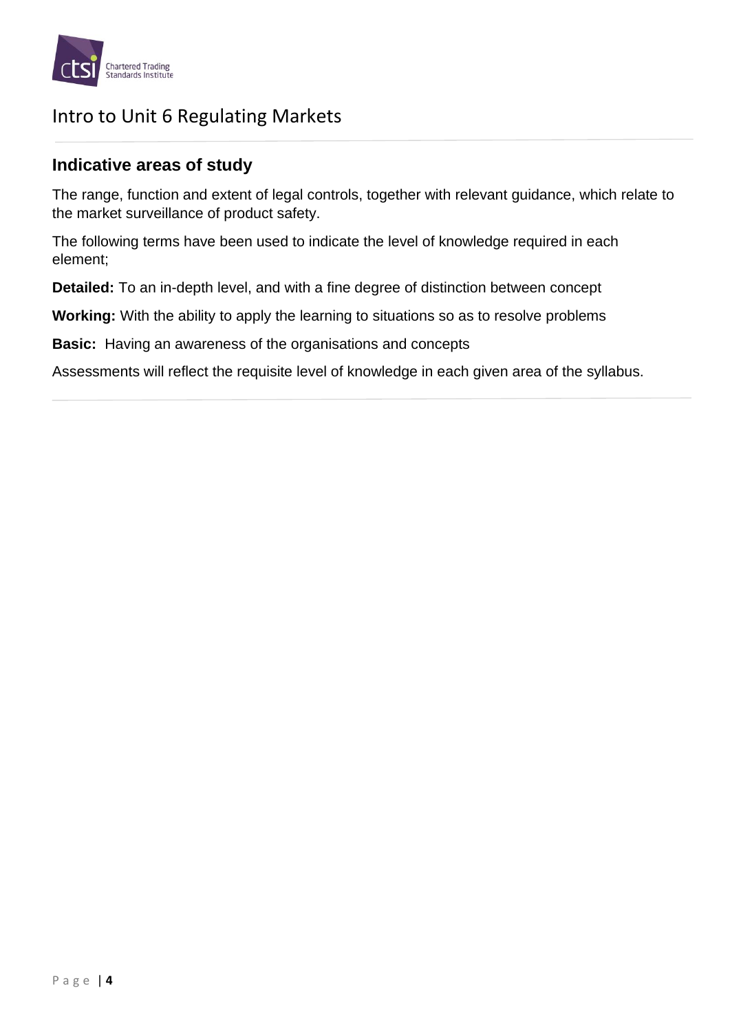# Intro to Unit 6 Regulating Markets

## Indicative areas of study

The range, function and extent of legal controls, together with relevant guidance, which relate to the market surveillance of product safety.

The following terms have been used to indicate the level of knowledge required in each element;

**Detailed:** To an in-depth level, and with a fine degree of distinction between concept

**Working:** With the ability to apply the learning to situations so as to resolve problems

**Basic:** Having an awareness of the organisations and concepts

Assessments will reflect the requisite level of knowledge in each given area of the syllabus.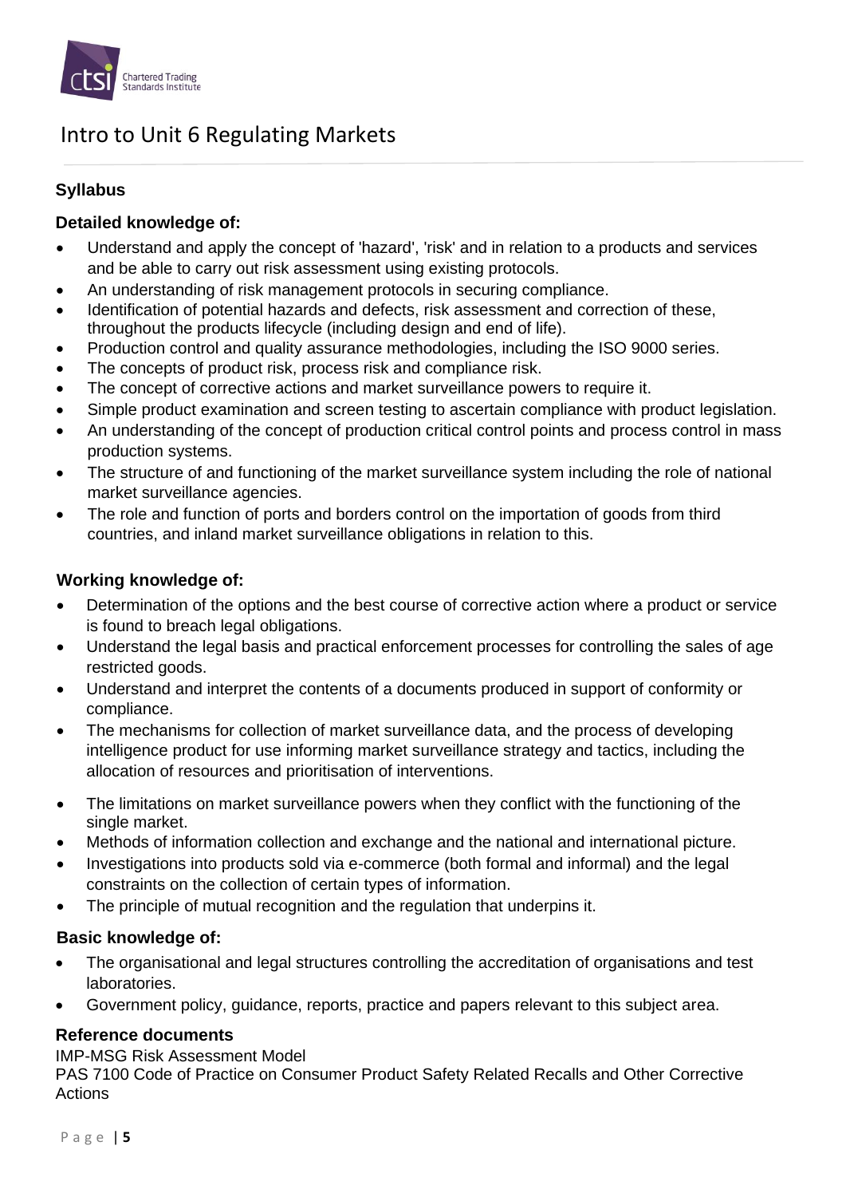# Intro to Unit 6 Regulating Markets

### Syllabus

### Detailed knowledge of:

- Understand and apply the concept of 'hazard', 'risk' and in relation to a products and services and be able to carry out risk assessment using existing protocols.
- An understanding of risk management protocols in securing compliance.
- Identification of potential hazards and defects, risk assessment and correction of these, throughout the products lifecycle (including design and end of life).
- Production control and quality assurance methodologies, including the ISO 9000 series.
- The concepts of product risk, process risk and compliance risk.
- The concept of corrective actions and market surveillance powers to require it.
- Simple product examination and screen testing to ascertain compliance with product legislation.
- An understanding of the concept of production critical control points and process control in mass production systems.
- The structure of and functioning of the market surveillance system including the role of national market surveillance agencies.
- The role and function of ports and borders control on the importation of goods from third countries, and inland market surveillance obligations in relation to this.

### Working knowledge of:

- Determination of the options and the best course of corrective action where a product or service is found to breach legal obligations.
- Understand the legal basis and practical enforcement processes for controlling the sales of age restricted goods.
- Understand and interpret the contents of a documents produced in support of conformity or compliance.
- The mechanisms for collection of market surveillance data, and the process of developing intelligence product for use informing market surveillance strategy and tactics, including the allocation of resources and prioritisation of interventions.
- The limitations on market surveillance powers when they conflict with the functioning of the single market.
- Methods of information collection and exchange and the national and international picture.
- Investigations into products sold via e-commerce (both formal and informal) and the legal constraints on the collection of certain types of information.
- The principle of mutual recognition and the regulation that underpins it.

### Basic knowledge of:

- The organisational and legal structures controlling the accreditation of organisations and test laboratories.
- Government policy, guidance, reports, practice and papers relevant to this subject area.

### Reference documents

IMP-MSG Risk Assessment Model
PAS 7100 Code of Practice on Consumer Product Safety Related Recalls and Other Corrective Actions